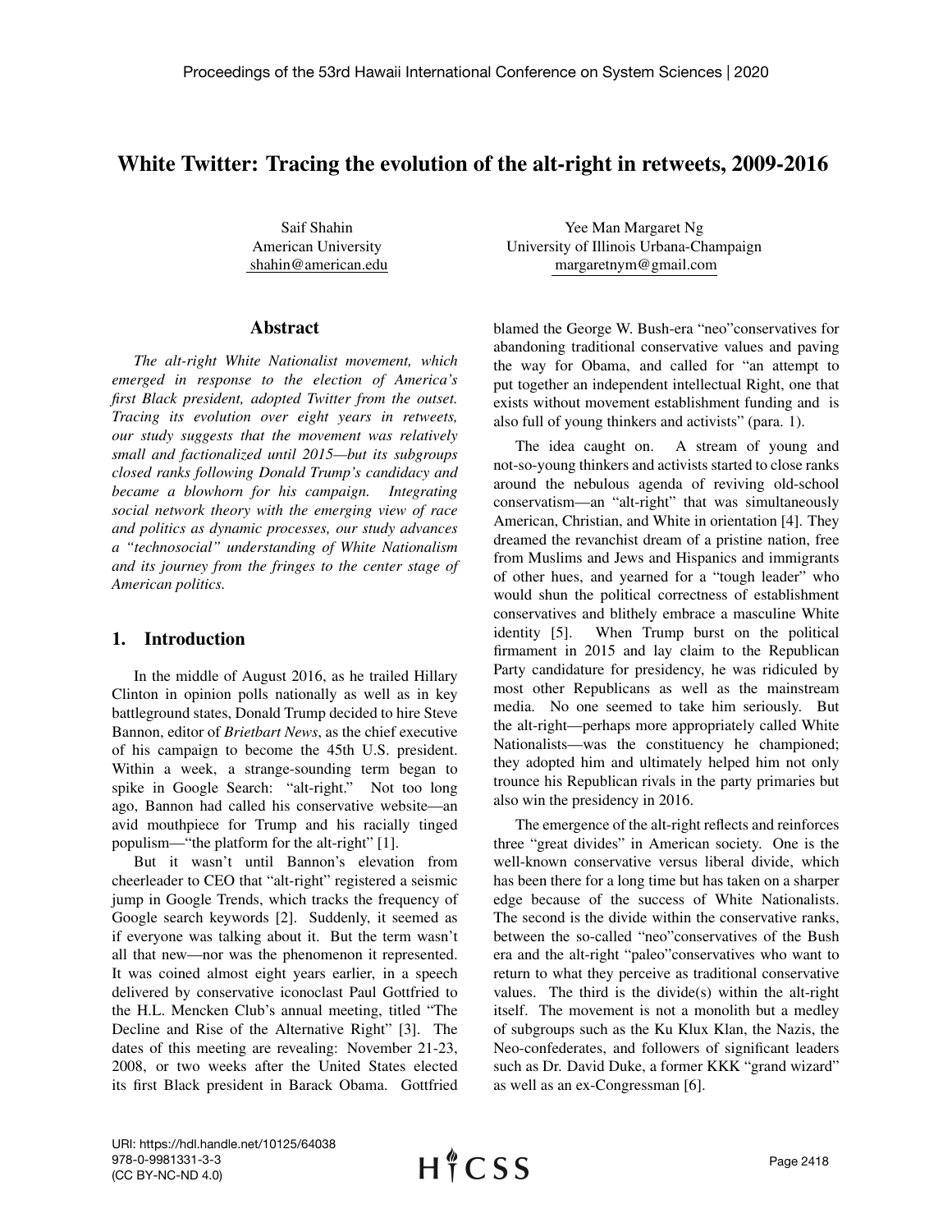# White Twitter: Tracing the evolution of the alt-right in retweets, 2009-2016

Saif Shahin
American University
shahin@american.edu

Yee Man Margaret Ng
University of Illinois Urbana-Champaign
margaretnym@gmail.com

## Abstract

*The alt-right White Nationalist movement, which emerged in response to the election of America's first Black president, adopted Twitter from the outset. Tracing its evolution over eight years in retweets, our study suggests that the movement was relatively small and factionalized until 2015—but its subgroups closed ranks following Donald Trump's candidacy and became a blowhorn for his campaign. Integrating social network theory with the emerging view of race and politics as dynamic processes, our study advances a "technosocial" understanding of White Nationalism and its journey from the fringes to the center stage of American politics.*

## 1. Introduction

In the middle of August 2016, as he trailed Hillary Clinton in opinion polls nationally as well as in key battleground states, Donald Trump decided to hire Steve Bannon, editor of *Brietbart News*, as the chief executive of his campaign to become the 45th U.S. president. Within a week, a strange-sounding term began to spike in Google Search: "alt-right." Not too long ago, Bannon had called his conservative website—an avid mouthpiece for Trump and his racially tinged populism—"the platform for the alt-right" [1].

But it wasn't until Bannon's elevation from cheerleader to CEO that "alt-right" registered a seismic jump in Google Trends, which tracks the frequency of Google search keywords [2]. Suddenly, it seemed as if everyone was talking about it. But the term wasn't all that new—nor was the phenomenon it represented. It was coined almost eight years earlier, in a speech delivered by conservative iconoclast Paul Gottfried to the H.L. Mencken Club's annual meeting, titled "The Decline and Rise of the Alternative Right" [3]. The dates of this meeting are revealing: November 21-23, 2008, or two weeks after the United States elected its first Black president in Barack Obama. Gottfried blamed the George W. Bush-era "neo"conservatives for abandoning traditional conservative values and paving the way for Obama, and called for "an attempt to put together an independent intellectual Right, one that exists without movement establishment funding and is also full of young thinkers and activists" (para. 1).

The idea caught on. A stream of young and not-so-young thinkers and activists started to close ranks around the nebulous agenda of reviving old-school conservatism—an "alt-right" that was simultaneously American, Christian, and White in orientation [4]. They dreamed the revanchist dream of a pristine nation, free from Muslims and Jews and Hispanics and immigrants of other hues, and yearned for a "tough leader" who would shun the political correctness of establishment conservatives and blithely embrace a masculine White identity [5]. When Trump burst on the political firmament in 2015 and lay claim to the Republican Party candidature for presidency, he was ridiculed by most other Republicans as well as the mainstream media. No one seemed to take him seriously. But the alt-right—perhaps more appropriately called White Nationalists—was the constituency he championed; they adopted him and ultimately helped him not only trounce his Republican rivals in the party primaries but also win the presidency in 2016.

The emergence of the alt-right reflects and reinforces three "great divides" in American society. One is the well-known conservative versus liberal divide, which has been there for a long time but has taken on a sharper edge because of the success of White Nationalists. The second is the divide within the conservative ranks, between the so-called "neo"conservatives of the Bush era and the alt-right "paleo"conservatives who want to return to what they perceive as traditional conservative values. The third is the divide(s) within the alt-right itself. The movement is not a monolith but a medley of subgroups such as the Ku Klux Klan, the Nazis, the Neo-confederates, and followers of significant leaders such as Dr. David Duke, a former KKK "grand wizard" as well as an ex-Congressman [6].

URI: https://hdl.handle.net/10125/64038
978-0-9981331-3-3
(CC BY-NC-ND 4.0)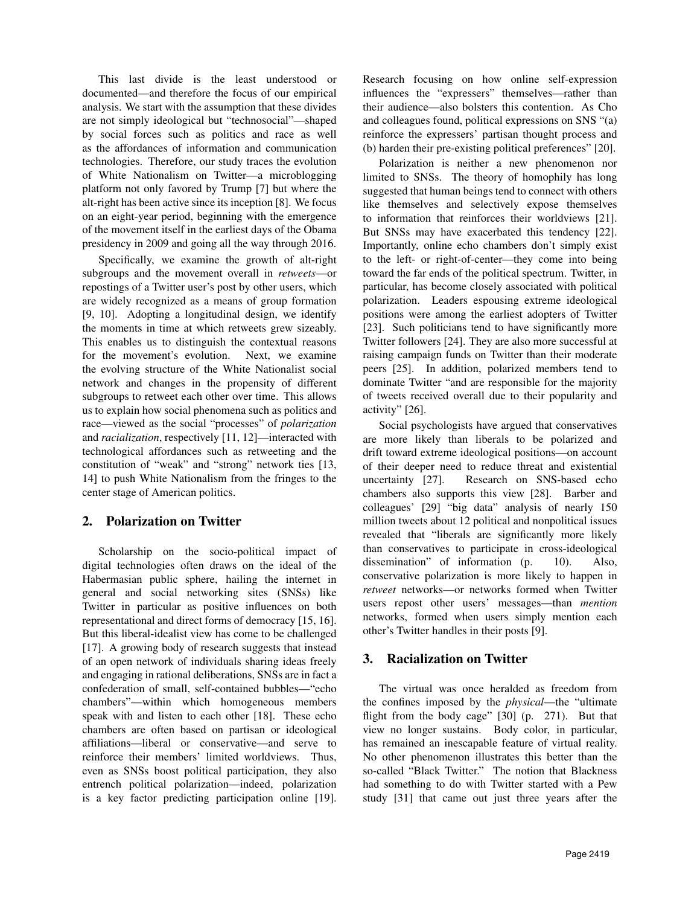This last divide is the least understood or documented—and therefore the focus of our empirical analysis. We start with the assumption that these divides are not simply ideological but "technosocial"—shaped by social forces such as politics and race as well as the affordances of information and communication technologies. Therefore, our study traces the evolution of White Nationalism on Twitter—a microblogging platform not only favored by Trump [7] but where the alt-right has been active since its inception [8]. We focus on an eight-year period, beginning with the emergence of the movement itself in the earliest days of the Obama presidency in 2009 and going all the way through 2016.

Specifically, we examine the growth of alt-right subgroups and the movement overall in *retweets*—or repostings of a Twitter user's post by other users, which are widely recognized as a means of group formation [9, 10]. Adopting a longitudinal design, we identify the moments in time at which retweets grew sizeably. This enables us to distinguish the contextual reasons for the movement's evolution. Next, we examine the evolving structure of the White Nationalist social network and changes in the propensity of different subgroups to retweet each other over time. This allows us to explain how social phenomena such as politics and race—viewed as the social "processes" of *polarization* and *racialization*, respectively [11, 12]—interacted with technological affordances such as retweeting and the constitution of "weak" and "strong" network ties [13, 14] to push White Nationalism from the fringes to the center stage of American politics.

## 2. Polarization on Twitter

Scholarship on the socio-political impact of digital technologies often draws on the ideal of the Habermasian public sphere, hailing the internet in general and social networking sites (SNSs) like Twitter in particular as positive influences on both representational and direct forms of democracy [15, 16]. But this liberal-idealist view has come to be challenged [17]. A growing body of research suggests that instead of an open network of individuals sharing ideas freely and engaging in rational deliberations, SNSs are in fact a confederation of small, self-contained bubbles—"echo chambers"—within which homogeneous members speak with and listen to each other [18]. These echo chambers are often based on partisan or ideological affiliations—liberal or conservative—and serve to reinforce their members' limited worldviews. Thus, even as SNSs boost political participation, they also entrench political polarization—indeed, polarization is a key factor predicting participation online [19]. Research focusing on how online self-expression influences the "expressers" themselves—rather than their audience—also bolsters this contention. As Cho and colleagues found, political expressions on SNS "(a) reinforce the expressers' partisan thought process and (b) harden their pre-existing political preferences" [20].

Polarization is neither a new phenomenon nor limited to SNSs. The theory of homophily has long suggested that human beings tend to connect with others like themselves and selectively expose themselves to information that reinforces their worldviews [21]. But SNSs may have exacerbated this tendency [22]. Importantly, online echo chambers don't simply exist to the left- or right-of-center—they come into being toward the far ends of the political spectrum. Twitter, in particular, has become closely associated with political polarization. Leaders espousing extreme ideological positions were among the earliest adopters of Twitter [23]. Such politicians tend to have significantly more Twitter followers [24]. They are also more successful at raising campaign funds on Twitter than their moderate peers [25]. In addition, polarized members tend to dominate Twitter "and are responsible for the majority of tweets received overall due to their popularity and activity" [26].

Social psychologists have argued that conservatives are more likely than liberals to be polarized and drift toward extreme ideological positions—on account of their deeper need to reduce threat and existential uncertainty [27]. Research on SNS-based echo chambers also supports this view [28]. Barber and colleagues' [29] "big data" analysis of nearly 150 million tweets about 12 political and nonpolitical issues revealed that "liberals are significantly more likely than conservatives to participate in cross-ideological dissemination" of information (p. 10). Also, conservative polarization is more likely to happen in *retweet* networks—or networks formed when Twitter users repost other users' messages—than *mention* networks, formed when users simply mention each other's Twitter handles in their posts [9].

## 3. Racialization on Twitter

The virtual was once heralded as freedom from the confines imposed by the *physical*—the "ultimate flight from the body cage" [30] (p. 271). But that view no longer sustains. Body color, in particular, has remained an inescapable feature of virtual reality. No other phenomenon illustrates this better than the so-called "Black Twitter." The notion that Blackness had something to do with Twitter started with a Pew study [31] that came out just three years after the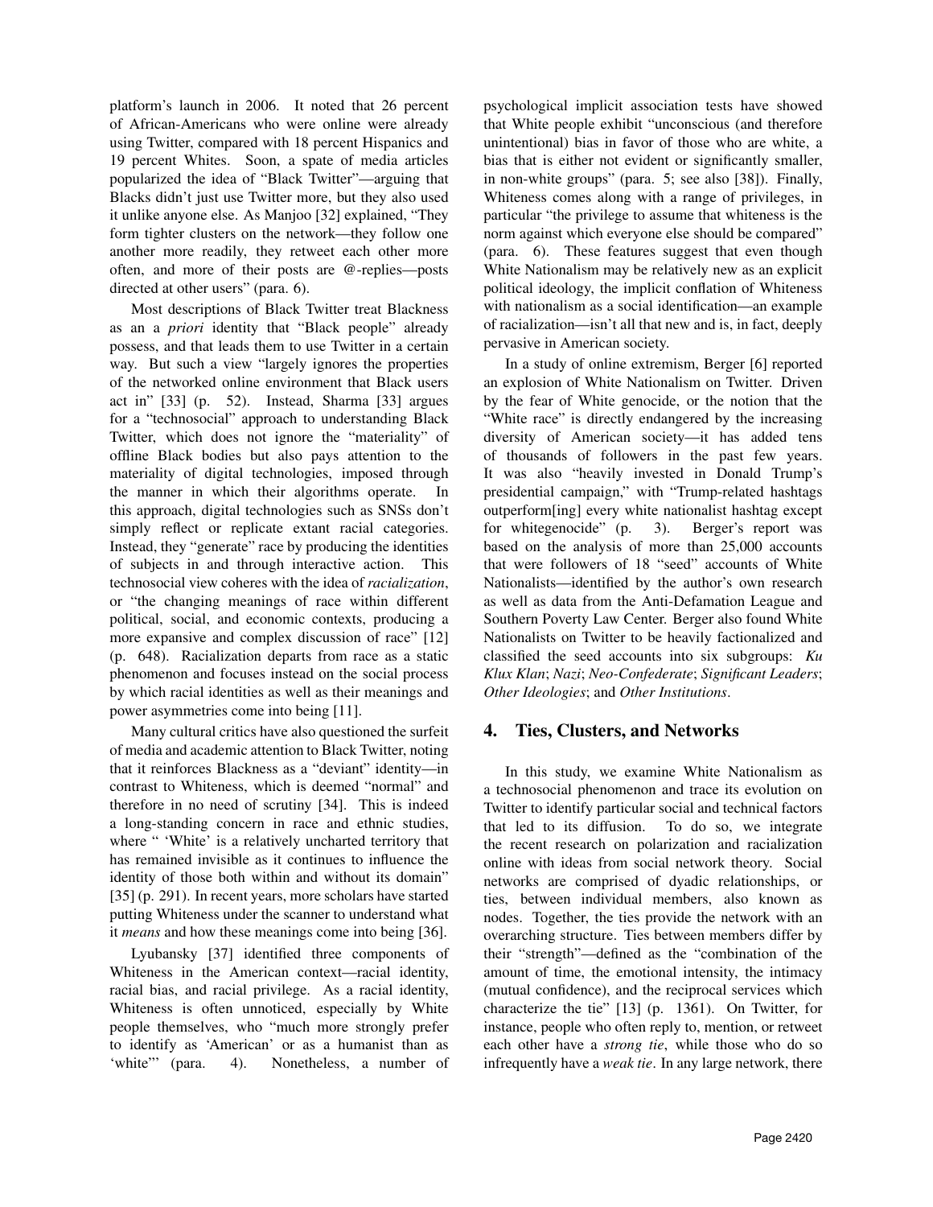platform's launch in 2006. It noted that 26 percent of African-Americans who were online were already using Twitter, compared with 18 percent Hispanics and 19 percent Whites. Soon, a spate of media articles popularized the idea of "Black Twitter"—arguing that Blacks didn't just use Twitter more, but they also used it unlike anyone else. As Manjoo [32] explained, "They form tighter clusters on the network—they follow one another more readily, they retweet each other more often, and more of their posts are @-replies—posts directed at other users" (para. 6).

Most descriptions of Black Twitter treat Blackness as an a *priori* identity that "Black people" already possess, and that leads them to use Twitter in a certain way. But such a view "largely ignores the properties of the networked online environment that Black users act in" [33] (p. 52). Instead, Sharma [33] argues for a "technosocial" approach to understanding Black Twitter, which does not ignore the "materiality" of offline Black bodies but also pays attention to the materiality of digital technologies, imposed through the manner in which their algorithms operate. In this approach, digital technologies such as SNSs don't simply reflect or replicate extant racial categories. Instead, they "generate" race by producing the identities of subjects in and through interactive action. This technosocial view coheres with the idea of *racialization*, or "the changing meanings of race within different political, social, and economic contexts, producing a more expansive and complex discussion of race" [12] (p. 648). Racialization departs from race as a static phenomenon and focuses instead on the social process by which racial identities as well as their meanings and power asymmetries come into being [11].

Many cultural critics have also questioned the surfeit of media and academic attention to Black Twitter, noting that it reinforces Blackness as a "deviant" identity—in contrast to Whiteness, which is deemed "normal" and therefore in no need of scrutiny [34]. This is indeed a long-standing concern in race and ethnic studies, where " 'White' is a relatively uncharted territory that has remained invisible as it continues to influence the identity of those both within and without its domain" [35] (p. 291). In recent years, more scholars have started putting Whiteness under the scanner to understand what it *means* and how these meanings come into being [36].

Lyubansky [37] identified three components of Whiteness in the American context—racial identity, racial bias, and racial privilege. As a racial identity, Whiteness is often unnoticed, especially by White people themselves, who "much more strongly prefer to identify as 'American' or as a humanist than as 'white'" (para. 4). Nonetheless, a number of psychological implicit association tests have showed that White people exhibit "unconscious (and therefore unintentional) bias in favor of those who are white, a bias that is either not evident or significantly smaller, in non-white groups" (para. 5; see also [38]). Finally, Whiteness comes along with a range of privileges, in particular "the privilege to assume that whiteness is the norm against which everyone else should be compared" (para. 6). These features suggest that even though White Nationalism may be relatively new as an explicit political ideology, the implicit conflation of Whiteness with nationalism as a social identification—an example of racialization—isn't all that new and is, in fact, deeply pervasive in American society.

In a study of online extremism, Berger [6] reported an explosion of White Nationalism on Twitter. Driven by the fear of White genocide, or the notion that the "White race" is directly endangered by the increasing diversity of American society—it has added tens of thousands of followers in the past few years. It was also "heavily invested in Donald Trump's presidential campaign," with "Trump-related hashtags outperform[ing] every white nationalist hashtag except for whitegenocide" (p. 3). Berger's report was based on the analysis of more than 25,000 accounts that were followers of 18 "seed" accounts of White Nationalists—identified by the author's own research as well as data from the Anti-Defamation League and Southern Poverty Law Center. Berger also found White Nationalists on Twitter to be heavily factionalized and classified the seed accounts into six subgroups: *Ku Klux Klan*; *Nazi*; *Neo-Confederate*; *Significant Leaders*; *Other Ideologies*; and *Other Institutions*.

## 4. Ties, Clusters, and Networks

In this study, we examine White Nationalism as a technosocial phenomenon and trace its evolution on Twitter to identify particular social and technical factors that led to its diffusion. To do so, we integrate the recent research on polarization and racialization online with ideas from social network theory. Social networks are comprised of dyadic relationships, or ties, between individual members, also known as nodes. Together, the ties provide the network with an overarching structure. Ties between members differ by their "strength"—defined as the "combination of the amount of time, the emotional intensity, the intimacy (mutual confidence), and the reciprocal services which characterize the tie" [13] (p. 1361). On Twitter, for instance, people who often reply to, mention, or retweet each other have a *strong tie*, while those who do so infrequently have a *weak tie*. In any large network, there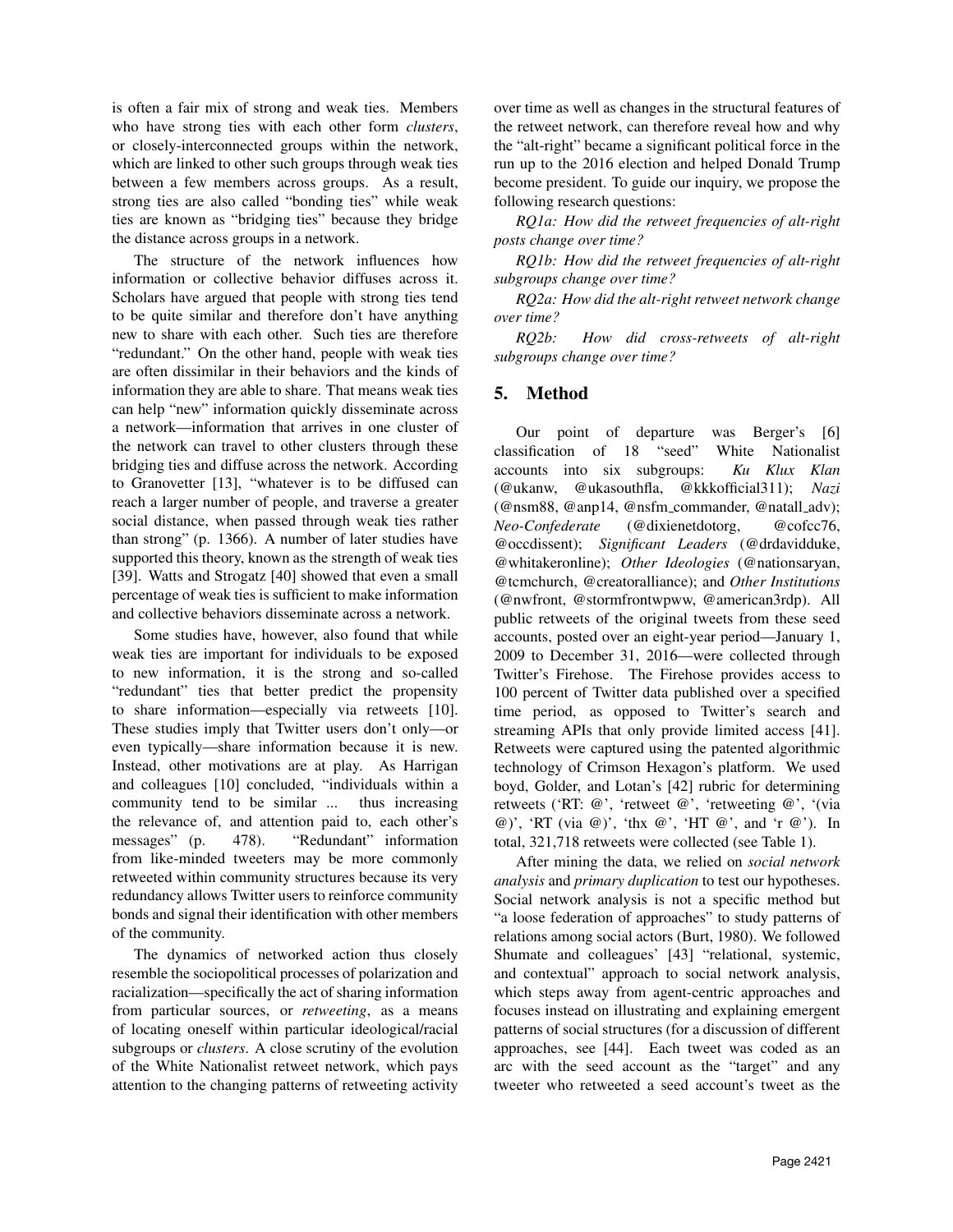is often a fair mix of strong and weak ties. Members who have strong ties with each other form *clusters*, or closely-interconnected groups within the network, which are linked to other such groups through weak ties between a few members across groups. As a result, strong ties are also called "bonding ties" while weak ties are known as "bridging ties" because they bridge the distance across groups in a network.

The structure of the network influences how information or collective behavior diffuses across it. Scholars have argued that people with strong ties tend to be quite similar and therefore don't have anything new to share with each other. Such ties are therefore "redundant." On the other hand, people with weak ties are often dissimilar in their behaviors and the kinds of information they are able to share. That means weak ties can help "new" information quickly disseminate across a network—information that arrives in one cluster of the network can travel to other clusters through these bridging ties and diffuse across the network. According to Granovetter [13], "whatever is to be diffused can reach a larger number of people, and traverse a greater social distance, when passed through weak ties rather than strong" (p. 1366). A number of later studies have supported this theory, known as the strength of weak ties [39]. Watts and Strogatz [40] showed that even a small percentage of weak ties is sufficient to make information and collective behaviors disseminate across a network.

Some studies have, however, also found that while weak ties are important for individuals to be exposed to new information, it is the strong and so-called "redundant" ties that better predict the propensity to share information—especially via retweets [10]. These studies imply that Twitter users don't only—or even typically—share information because it is new. Instead, other motivations are at play. As Harrigan and colleagues [10] concluded, "individuals within a community tend to be similar ... thus increasing the relevance of, and attention paid to, each other's messages" (p. 478). "Redundant" information from like-minded tweeters may be more commonly retweeted within community structures because its very redundancy allows Twitter users to reinforce community bonds and signal their identification with other members of the community.

The dynamics of networked action thus closely resemble the sociopolitical processes of polarization and racialization—specifically the act of sharing information from particular sources, or *retweeting*, as a means of locating oneself within particular ideological/racial subgroups or *clusters*. A close scrutiny of the evolution of the White Nationalist retweet network, which pays attention to the changing patterns of retweeting activity over time as well as changes in the structural features of the retweet network, can therefore reveal how and why the "alt-right" became a significant political force in the run up to the 2016 election and helped Donald Trump become president. To guide our inquiry, we propose the following research questions:

*RQ1a: How did the retweet frequencies of alt-right posts change over time?*

*RQ1b: How did the retweet frequencies of alt-right subgroups change over time?*

*RQ2a: How did the alt-right retweet network change over time?*

*RQ2b: How did cross-retweets of alt-right subgroups change over time?*

## 5. Method

Our point of departure was Berger's [6] classification of 18 "seed" White Nationalist accounts into six subgroups: *Ku Klux Klan* (@ukanw, @ukasouthfla, @kkkofficial311); *Nazi* (@nsm88, @anp14, @nsfm_commander, @natall_adv); *Neo-Confederate* (@dixienetdotorg, @cofcc76, @occdissent); *Significant Leaders* (@drdavidduke, @whitakeronline); *Other Ideologies* (@nationsaryan, @tcmchurch, @creatoralliance); and *Other Institutions* (@nwfront, @stormfrontwpww, @american3rdp). All public retweets of the original tweets from these seed accounts, posted over an eight-year period—January 1, 2009 to December 31, 2016—were collected through Twitter's Firehose. The Firehose provides access to 100 percent of Twitter data published over a specified time period, as opposed to Twitter's search and streaming APIs that only provide limited access [41]. Retweets were captured using the patented algorithmic technology of Crimson Hexagon's platform. We used boyd, Golder, and Lotan's [42] rubric for determining retweets ('RT: @', 'retweet @', 'retweeting @', '(via @)', 'RT (via @)', 'thx @', 'HT @', and 'r @'). In total, 321,718 retweets were collected (see Table 1).

After mining the data, we relied on *social network analysis* and *primary duplication* to test our hypotheses. Social network analysis is not a specific method but "a loose federation of approaches" to study patterns of relations among social actors (Burt, 1980). We followed Shumate and colleagues' [43] "relational, systemic, and contextual" approach to social network analysis, which steps away from agent-centric approaches and focuses instead on illustrating and explaining emergent patterns of social structures (for a discussion of different approaches, see [44]. Each tweet was coded as an arc with the seed account as the "target" and any tweeter who retweeted a seed account's tweet as the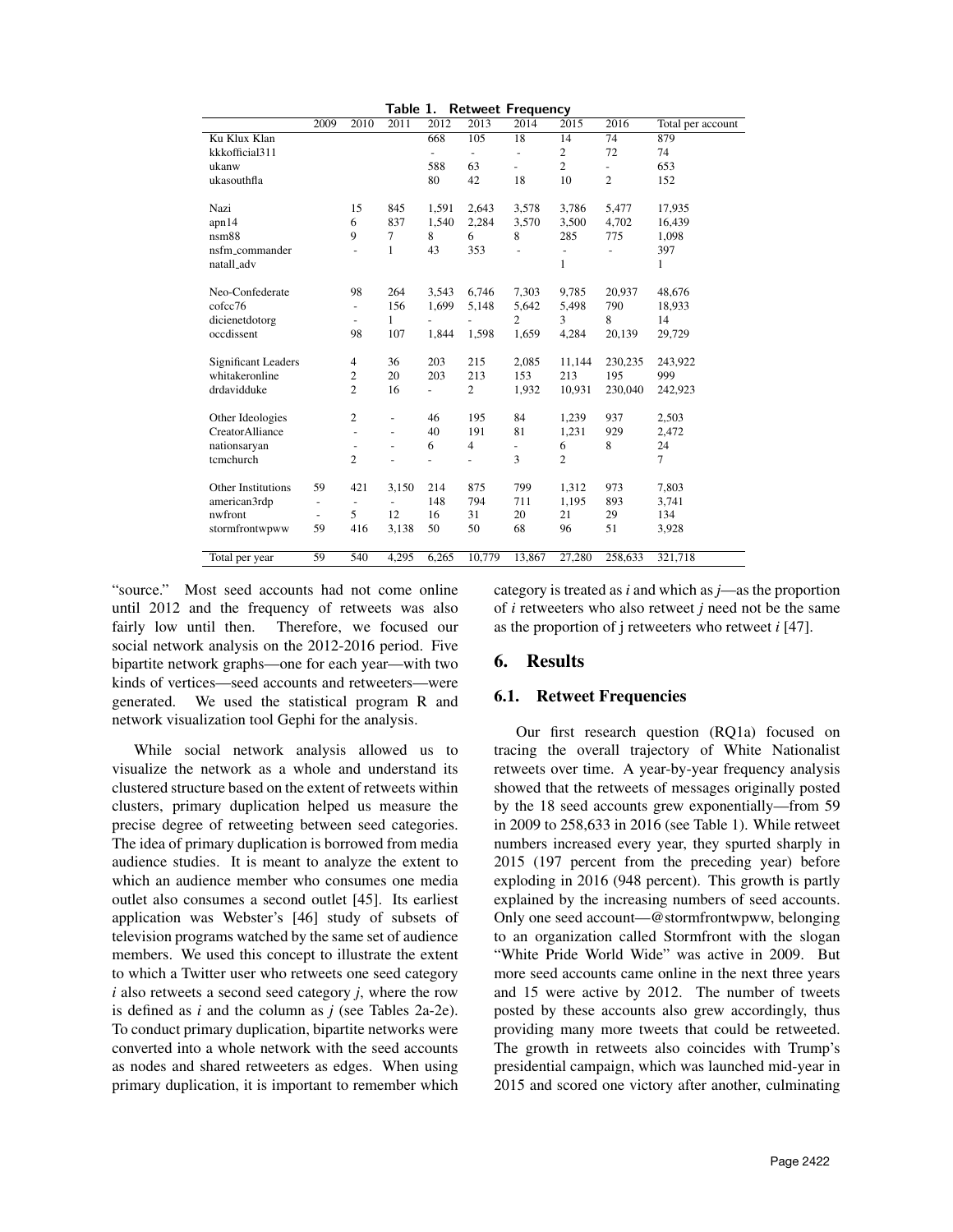**Table 1. Retweet Frequency**

| | 2009 | 2010 | 2011 | 2012 | 2013 | 2014 | 2015 | 2016 | Total per account |
|---|---|---|---|---|---|---|---|---|---|
| Ku Klux Klan | | | | 668 | 105 | 18 | 14 | 74 | 879 |
| kkkofficial311 | | | | - | - | - | 2 | 72 | 74 |
| ukanw | | | | 588 | 63 | - | 2 | - | 653 |
| ukasouthfla | | | | 80 | 42 | 18 | 10 | 2 | 152 |
| | | | | | | | | | |
| Nazi | | 15 | 845 | 1,591 | 2,643 | 3,578 | 3,786 | 5,477 | 17,935 |
| apn14 | | 6 | 837 | 1,540 | 2,284 | 3,570 | 3,500 | 4,702 | 16,439 |
| nsm88 | | 9 | 7 | 8 | 6 | 8 | 285 | 775 | 1,098 |
| nsfm_commander | | - | 1 | 43 | 353 | - | - | - | 397 |
| natall_adv | | | | | | | 1 | | 1 |
| | | | | | | | | | |
| Neo-Confederate | | 98 | 264 | 3,543 | 6,746 | 7,303 | 9,785 | 20,937 | 48,676 |
| cofcc76 | | - | 156 | 1,699 | 5,148 | 5,642 | 5,498 | 790 | 18,933 |
| dicienetdotorg | | - | 1 | - | - | 2 | 3 | 8 | 14 |
| occdissent | | 98 | 107 | 1,844 | 1,598 | 1,659 | 4,284 | 20,139 | 29,729 |
| | | | | | | | | | |
| Significant Leaders | | 4 | 36 | 203 | 215 | 2,085 | 11,144 | 230,235 | 243,922 |
| whitakeronline | | 2 | 20 | 203 | 213 | 153 | 213 | 195 | 999 |
| drdavidduke | | 2 | 16 | - | 2 | 1,932 | 10,931 | 230,040 | 242,923 |
| | | | | | | | | | |
| Other Ideologies | | 2 | - | 46 | 195 | 84 | 1,239 | 937 | 2,503 |
| CreatorAlliance | | - | - | 40 | 191 | 81 | 1,231 | 929 | 2,472 |
| nationsaryan | | - | - | 6 | 4 | - | 6 | 8 | 24 |
| tcmchurch | | 2 | - | - | - | 3 | 2 | | 7 |
| | | | | | | | | | |
| Other Institutions | 59 | 421 | 3,150 | 214 | 875 | 799 | 1,312 | 973 | 7,803 |
| american3rdp | - | - | - | 148 | 794 | 711 | 1,195 | 893 | 3,741 |
| nwfront | - | 5 | 12 | 16 | 31 | 20 | 21 | 29 | 134 |
| stormfrontwpww | 59 | 416 | 3,138 | 50 | 50 | 68 | 96 | 51 | 3,928 |
| | | | | | | | | | |
| Total per year | 59 | 540 | 4,295 | 6,265 | 10,779 | 13,867 | 27,280 | 258,633 | 321,718 |

"source." Most seed accounts had not come online until 2012 and the frequency of retweets was also fairly low until then. Therefore, we focused our social network analysis on the 2012-2016 period. Five bipartite network graphs—one for each year—with two kinds of vertices—seed accounts and retweeters—were generated. We used the statistical program R and network visualization tool Gephi for the analysis.

While social network analysis allowed us to visualize the network as a whole and understand its clustered structure based on the extent of retweets within clusters, primary duplication helped us measure the precise degree of retweeting between seed categories. The idea of primary duplication is borrowed from media audience studies. It is meant to analyze the extent to which an audience member who consumes one media outlet also consumes a second outlet [45]. Its earliest application was Webster's [46] study of subsets of television programs watched by the same set of audience members. We used this concept to illustrate the extent to which a Twitter user who retweets one seed category *i* also retweets a second seed category *j*, where the row is defined as *i* and the column as *j* (see Tables 2a-2e). To conduct primary duplication, bipartite networks were converted into a whole network with the seed accounts as nodes and shared retweeters as edges. When using primary duplication, it is important to remember which category is treated as *i* and which as *j*—as the proportion of *i* retweeters who also retweet *j* need not be the same as the proportion of j retweeters who retweet *i* [47].

## 6. Results

### 6.1. Retweet Frequencies

Our first research question (RQ1a) focused on tracing the overall trajectory of White Nationalist retweets over time. A year-by-year frequency analysis showed that the retweets of messages originally posted by the 18 seed accounts grew exponentially—from 59 in 2009 to 258,633 in 2016 (see Table 1). While retweet numbers increased every year, they spurted sharply in 2015 (197 percent from the preceding year) before exploding in 2016 (948 percent). This growth is partly explained by the increasing numbers of seed accounts. Only one seed account—@stormfrontwpww, belonging to an organization called Stormfront with the slogan "White Pride World Wide" was active in 2009. But more seed accounts came online in the next three years and 15 were active by 2012. The number of tweets posted by these accounts also grew accordingly, thus providing many more tweets that could be retweeted. The growth in retweets also coincides with Trump's presidential campaign, which was launched mid-year in 2015 and scored one victory after another, culminating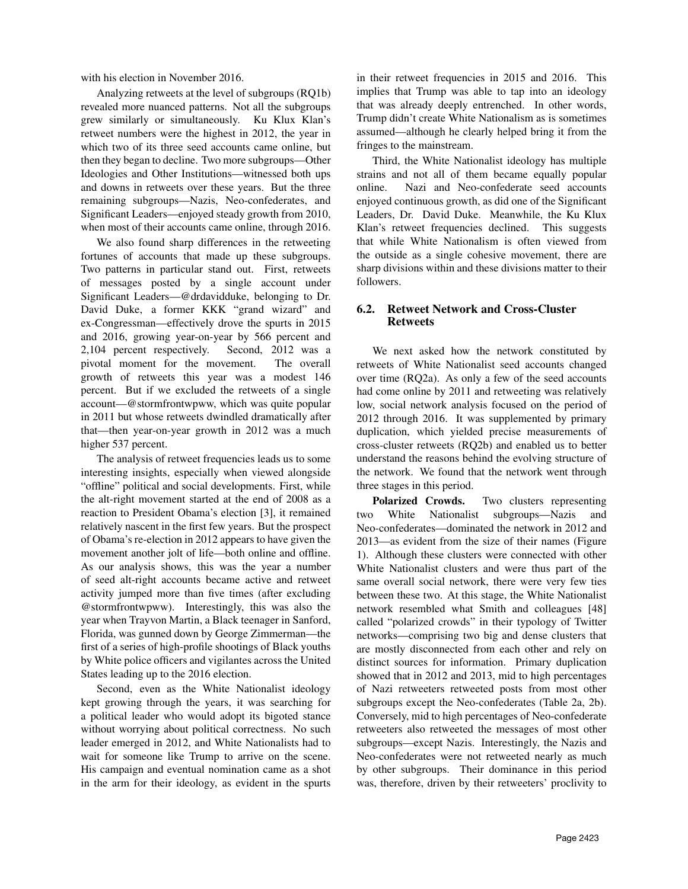with his election in November 2016.

Analyzing retweets at the level of subgroups (RQ1b) revealed more nuanced patterns. Not all the subgroups grew similarly or simultaneously. Ku Klux Klan's retweet numbers were the highest in 2012, the year in which two of its three seed accounts came online, but then they began to decline. Two more subgroups—Other Ideologies and Other Institutions—witnessed both ups and downs in retweets over these years. But the three remaining subgroups—Nazis, Neo-confederates, and Significant Leaders—enjoyed steady growth from 2010, when most of their accounts came online, through 2016.

We also found sharp differences in the retweeting fortunes of accounts that made up these subgroups. Two patterns in particular stand out. First, retweets of messages posted by a single account under Significant Leaders—@drdavidduke, belonging to Dr. David Duke, a former KKK "grand wizard" and ex-Congressman—effectively drove the spurts in 2015 and 2016, growing year-on-year by 566 percent and 2,104 percent respectively. Second, 2012 was a pivotal moment for the movement. The overall growth of retweets this year was a modest 146 percent. But if we excluded the retweets of a single account—@stormfrontwpww, which was quite popular in 2011 but whose retweets dwindled dramatically after that—then year-on-year growth in 2012 was a much higher 537 percent.

The analysis of retweet frequencies leads us to some interesting insights, especially when viewed alongside "offline" political and social developments. First, while the alt-right movement started at the end of 2008 as a reaction to President Obama's election [3], it remained relatively nascent in the first few years. But the prospect of Obama's re-election in 2012 appears to have given the movement another jolt of life—both online and offline. As our analysis shows, this was the year a number of seed alt-right accounts became active and retweet activity jumped more than five times (after excluding @stormfrontwpww). Interestingly, this was also the year when Trayvon Martin, a Black teenager in Sanford, Florida, was gunned down by George Zimmerman—the first of a series of high-profile shootings of Black youths by White police officers and vigilantes across the United States leading up to the 2016 election.

Second, even as the White Nationalist ideology kept growing through the years, it was searching for a political leader who would adopt its bigoted stance without worrying about political correctness. No such leader emerged in 2012, and White Nationalists had to wait for someone like Trump to arrive on the scene. His campaign and eventual nomination came as a shot in the arm for their ideology, as evident in the spurts in their retweet frequencies in 2015 and 2016. This implies that Trump was able to tap into an ideology that was already deeply entrenched. In other words, Trump didn't create White Nationalism as is sometimes assumed—although he clearly helped bring it from the fringes to the mainstream.

Third, the White Nationalist ideology has multiple strains and not all of them became equally popular online. Nazi and Neo-confederate seed accounts enjoyed continuous growth, as did one of the Significant Leaders, Dr. David Duke. Meanwhile, the Ku Klux Klan's retweet frequencies declined. This suggests that while White Nationalism is often viewed from the outside as a single cohesive movement, there are sharp divisions within and these divisions matter to their followers.

### 6.2. Retweet Network and Cross-Cluster Retweets

We next asked how the network constituted by retweets of White Nationalist seed accounts changed over time (RQ2a). As only a few of the seed accounts had come online by 2011 and retweeting was relatively low, social network analysis focused on the period of 2012 through 2016. It was supplemented by primary duplication, which yielded precise measurements of cross-cluster retweets (RQ2b) and enabled us to better understand the reasons behind the evolving structure of the network. We found that the network went through three stages in this period.

**Polarized Crowds.** Two clusters representing two White Nationalist subgroups—Nazis and Neo-confederates—dominated the network in 2012 and 2013—as evident from the size of their names (Figure 1). Although these clusters were connected with other White Nationalist clusters and were thus part of the same overall social network, there were very few ties between these two. At this stage, the White Nationalist network resembled what Smith and colleagues [48] called "polarized crowds" in their typology of Twitter networks—comprising two big and dense clusters that are mostly disconnected from each other and rely on distinct sources for information. Primary duplication showed that in 2012 and 2013, mid to high percentages of Nazi retweeters retweeted posts from most other subgroups except the Neo-confederates (Table 2a, 2b). Conversely, mid to high percentages of Neo-confederate retweeters also retweeted the messages of most other subgroups—except Nazis. Interestingly, the Nazis and Neo-confederates were not retweeted nearly as much by other subgroups. Their dominance in this period was, therefore, driven by their retweeters' proclivity to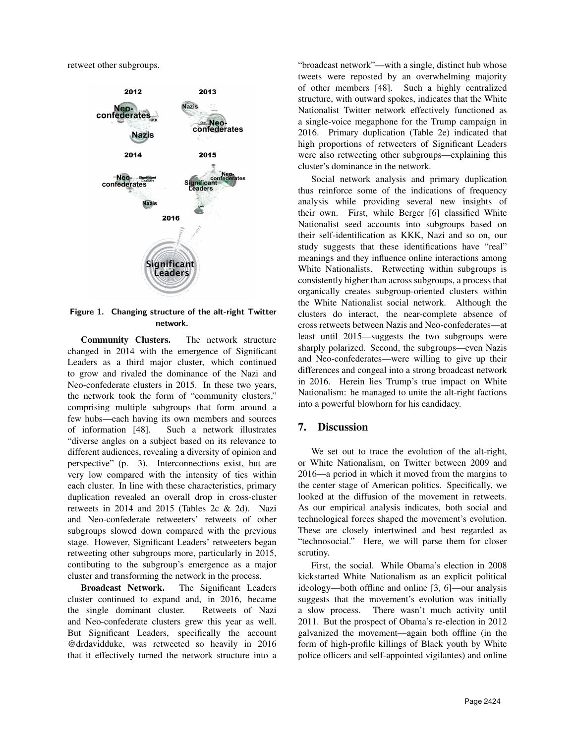retweet other subgroups.

Figure 1. Changing structure of the alt-right Twitter network.

**Community Clusters.** The network structure changed in 2014 with the emergence of Significant Leaders as a third major cluster, which continued to grow and rivaled the dominance of the Nazi and Neo-confederate clusters in 2015. In these two years, the network took the form of "community clusters," comprising multiple subgroups that form around a few hubs—each having its own members and sources of information [48]. Such a network illustrates "diverse angles on a subject based on its relevance to different audiences, revealing a diversity of opinion and perspective" (p. 3). Interconnections exist, but are very low compared with the intensity of ties within each cluster. In line with these characteristics, primary duplication revealed an overall drop in cross-cluster retweets in 2014 and 2015 (Tables 2c & 2d). Nazi and Neo-confederate retweeters' retweets of other subgroups slowed down compared with the previous stage. However, Significant Leaders' retweeters began retweeting other subgroups more, particularly in 2015, contibuting to the subgroup's emergence as a major cluster and transforming the network in the process.

**Broadcast Network.** The Significant Leaders cluster continued to expand and, in 2016, became the single dominant cluster. Retweets of Nazi and Neo-confederate clusters grew this year as well. But Significant Leaders, specifically the account @drdavidduke, was retweeted so heavily in 2016 that it effectively turned the network structure into a "broadcast network"—with a single, distinct hub whose tweets were reposted by an overwhelming majority of other members [48]. Such a highly centralized structure, with outward spokes, indicates that the White Nationalist Twitter network effectively functioned as a single-voice megaphone for the Trump campaign in 2016. Primary duplication (Table 2e) indicated that high proportions of retweeters of Significant Leaders were also retweeting other subgroups—explaining this cluster's dominance in the network.

Social network analysis and primary duplication thus reinforce some of the indications of frequency analysis while providing several new insights of their own. First, while Berger [6] classified White Nationalist seed accounts into subgroups based on their self-identification as KKK, Nazi and so on, our study suggests that these identifications have "real" meanings and they influence online interactions among White Nationalists. Retweeting within subgroups is consistently higher than across subgroups, a process that organically creates subgroup-oriented clusters within the White Nationalist social network. Although the clusters do interact, the near-complete absence of cross retweets between Nazis and Neo-confederates—at least until 2015—suggests the two subgroups were sharply polarized. Second, the subgroups—even Nazis and Neo-confederates—were willing to give up their differences and congeal into a strong broadcast network in 2016. Herein lies Trump's true impact on White Nationalism: he managed to unite the alt-right factions into a powerful blowhorn for his candidacy.

## 7. Discussion

We set out to trace the evolution of the alt-right, or White Nationalism, on Twitter between 2009 and 2016—a period in which it moved from the margins to the center stage of American politics. Specifically, we looked at the diffusion of the movement in retweets. As our empirical analysis indicates, both social and technological forces shaped the movement's evolution. These are closely intertwined and best regarded as "technosocial." Here, we will parse them for closer scrutiny.

First, the social. While Obama's election in 2008 kickstarted White Nationalism as an explicit political ideology—both offline and online [3, 6]—our analysis suggests that the movement's evolution was initially a slow process. There wasn't much activity until 2011. But the prospect of Obama's re-election in 2012 galvanized the movement—again both offline (in the form of high-profile killings of Black youth by White police officers and self-appointed vigilantes) and online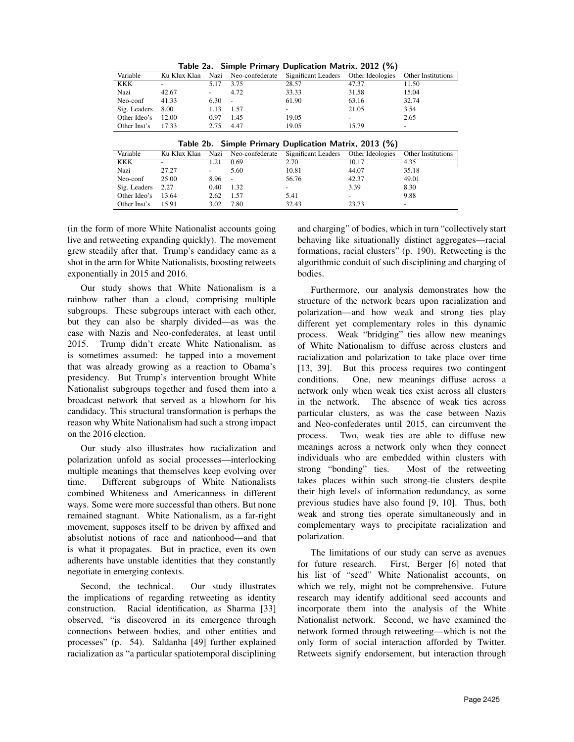**Table 2a. Simple Primary Duplication Matrix, 2012 (%)**

| Variable | Ku Klux Klan | Nazi | Neo-confederate | Significant Leaders | Other Ideologies | Other Institutions |
|---|---|---|---|---|---|---|
| KKK | - | 5.17 | 3.75 | 28.57 | 47.37 | 11.50 |
| Nazi | 42.67 | - | 4.72 | 33.33 | 31.58 | 15.04 |
| Neo-conf | 41.33 | 6.30 | - | 61.90 | 63.16 | 32.74 |
| Sig. Leaders | 8.00 | 1.13 | 1.57 | - | 21.05 | 3.54 |
| Other Ideo's | 12.00 | 0.97 | 1.45 | 19.05 | - | 2.65 |
| Other Inst's | 17.33 | 2.75 | 4.47 | 19.05 | 15.79 | - |

**Table 2b. Simple Primary Duplication Matrix, 2013 (%)**

| Variable | Ku Klux Klan | Nazi | Neo-confederate | Significant Leaders | Other Ideologies | Other Institutions |
|---|---|---|---|---|---|---|
| KKK | - | 1.21 | 0.69 | 2.70 | 10.17 | 4.35 |
| Nazi | 27.27 | - | 5.60 | 10.81 | 44.07 | 35.18 |
| Neo-conf | 25.00 | 8.96 | - | 56.76 | 42.37 | 49.01 |
| Sig. Leaders | 2.27 | 0.40 | 1.32 | - | 3.39 | 8.30 |
| Other Ideo's | 13.64 | 2.62 | 1.57 | 5.41 | - | 9.88 |
| Other Inst's | 15.91 | 3.02 | 7.80 | 32.43 | 23.73 | - |

(in the form of more White Nationalist accounts going live and retweeting expanding quickly). The movement grew steadily after that. Trump's candidacy came as a shot in the arm for White Nationalists, boosting retweets exponentially in 2015 and 2016.

Our study shows that White Nationalism is a rainbow rather than a cloud, comprising multiple subgroups. These subgroups interact with each other, but they can also be sharply divided—as was the case with Nazis and Neo-confederates, at least until 2015. Trump didn't create White Nationalism, as is sometimes assumed: he tapped into a movement that was already growing as a reaction to Obama's presidency. But Trump's intervention brought White Nationalist subgroups together and fused them into a broadcast network that served as a blowhorn for his candidacy. This structural transformation is perhaps the reason why White Nationalism had such a strong impact on the 2016 election.

Our study also illustrates how racialization and polarization unfold as social processes—interlocking multiple meanings that themselves keep evolving over time. Different subgroups of White Nationalists combined Whiteness and Americanness in different ways. Some were more successful than others. But none remained stagnant. White Nationalism, as a far-right movement, supposes itself to be driven by affixed and absolutist notions of race and nationhood—and that is what it propagates. But in practice, even its own adherents have unstable identities that they constantly negotiate in emerging contexts.

Second, the technical. Our study illustrates the implications of regarding retweeting as identity construction. Racial identification, as Sharma [33] observed, "is discovered in its emergence through connections between bodies, and other entities and processes" (p. 54). Saldanha [49] further explained racialization as "a particular spatiotemporal disciplining and charging" of bodies, which in turn "collectively start behaving like situationally distinct aggregates—racial formations, racial clusters" (p. 190). Retweeting is the algorithmic conduit of such disciplining and charging of bodies.

Furthermore, our analysis demonstrates how the structure of the network bears upon racialization and polarization—and how weak and strong ties play different yet complementary roles in this dynamic process. Weak "bridging" ties allow new meanings of White Nationalism to diffuse across clusters and racialization and polarization to take place over time [13, 39]. But this process requires two contingent conditions. One, new meanings diffuse across a network only when weak ties exist across all clusters in the network. The absence of weak ties across particular clusters, as was the case between Nazis and Neo-confederates until 2015, can circumvent the process. Two, weak ties are able to diffuse new meanings across a network only when they connect individuals who are embedded within clusters with strong "bonding" ties. Most of the retweeting takes places within such strong-tie clusters despite their high levels of information redundancy, as some previous studies have also found [9, 10]. Thus, both weak and strong ties operate simultaneously and in complementary ways to precipitate racialization and polarization.

The limitations of our study can serve as avenues for future research. First, Berger [6] noted that his list of "seed" White Nationalist accounts, on which we rely, might not be comprehensive. Future research may identify additional seed accounts and incorporate them into the analysis of the White Nationalist network. Second, we have examined the network formed through retweeting—which is not the only form of social interaction afforded by Twitter. Retweets signify endorsement, but interaction through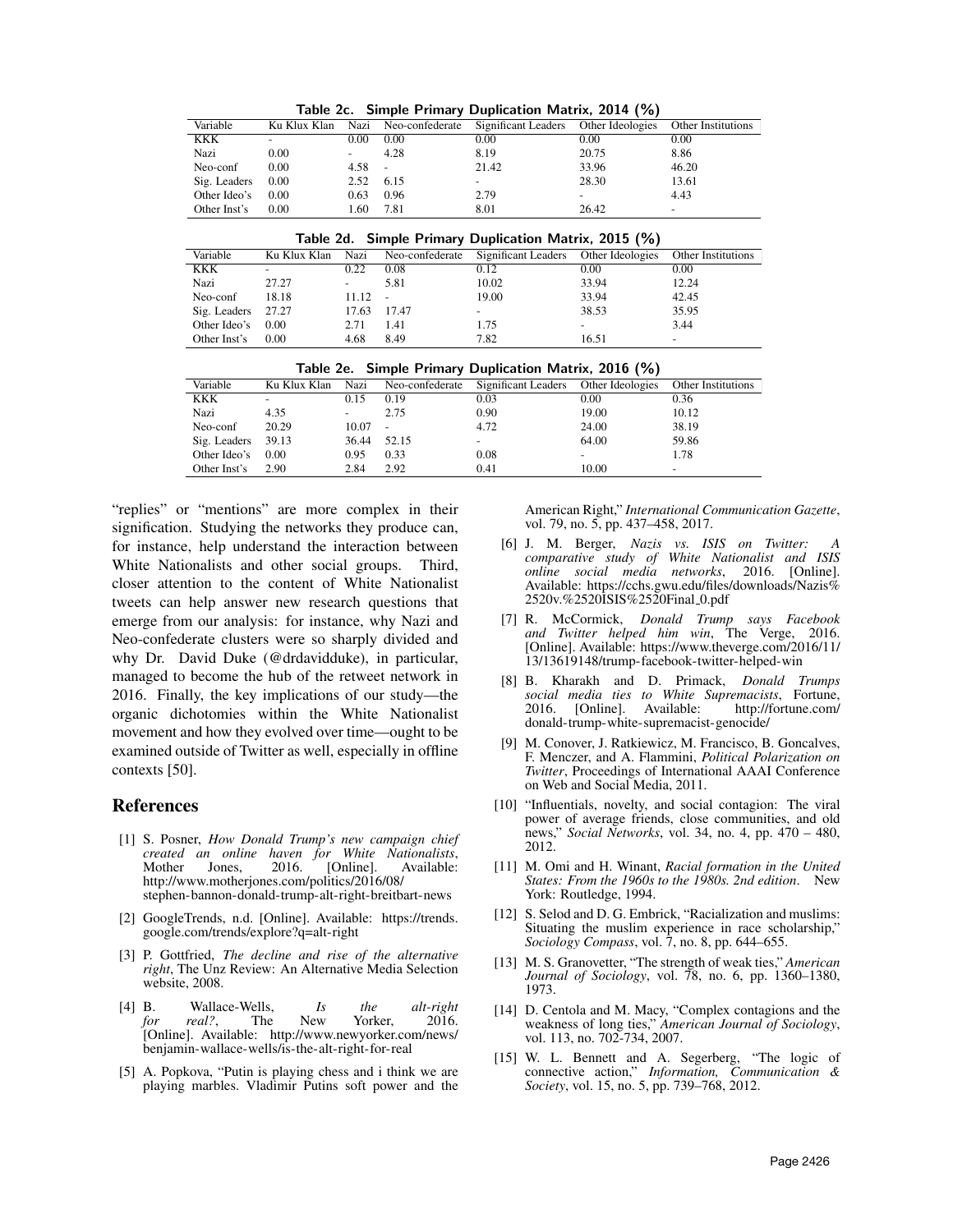Table 2c. Simple Primary Duplication Matrix, 2014 (%)

| Variable | Ku Klux Klan | Nazi | Neo-confederate | Significant Leaders | Other Ideologies | Other Institutions |
|---|---|---|---|---|---|---|
| KKK | - | 0.00 | 0.00 | 0.00 | 0.00 | 0.00 |
| Nazi | 0.00 | - | 4.28 | 8.19 | 20.75 | 8.86 |
| Neo-conf | 0.00 | 4.58 | - | 21.42 | 33.96 | 46.20 |
| Sig. Leaders | 0.00 | 2.52 | 6.15 | - | 28.30 | 13.61 |
| Other Ideo's | 0.00 | 0.63 | 0.96 | 2.79 | - | 4.43 |
| Other Inst's | 0.00 | 1.60 | 7.81 | 8.01 | 26.42 | - |

Table 2d. Simple Primary Duplication Matrix, 2015 (%)

| Variable | Ku Klux Klan | Nazi | Neo-confederate | Significant Leaders | Other Ideologies | Other Institutions |
|---|---|---|---|---|---|---|
| KKK | - | 0.22 | 0.08 | 0.12 | 0.00 | 0.00 |
| Nazi | 27.27 | - | 5.81 | 10.02 | 33.94 | 12.24 |
| Neo-conf | 18.18 | 11.12 | - | 19.00 | 33.94 | 42.45 |
| Sig. Leaders | 27.27 | 17.63 | 17.47 | - | 38.53 | 35.95 |
| Other Ideo's | 0.00 | 2.71 | 1.41 | 1.75 | - | 3.44 |
| Other Inst's | 0.00 | 4.68 | 8.49 | 7.82 | 16.51 | - |

Table 2e. Simple Primary Duplication Matrix, 2016 (%)

| Variable | Ku Klux Klan | Nazi | Neo-confederate | Significant Leaders | Other Ideologies | Other Institutions |
|---|---|---|---|---|---|---|
| KKK | - | 0.15 | 0.19 | 0.03 | 0.00 | 0.36 |
| Nazi | 4.35 | - | 2.75 | 0.90 | 19.00 | 10.12 |
| Neo-conf | 20.29 | 10.07 | - | 4.72 | 24.00 | 38.19 |
| Sig. Leaders | 39.13 | 36.44 | 52.15 | - | 64.00 | 59.86 |
| Other Ideo's | 0.00 | 0.95 | 0.33 | 0.08 | - | 1.78 |
| Other Inst's | 2.90 | 2.84 | 2.92 | 0.41 | 10.00 | - |

"replies" or "mentions" are more complex in their signification. Studying the networks they produce can, for instance, help understand the interaction between White Nationalists and other social groups. Third, closer attention to the content of White Nationalist tweets can help answer new research questions that emerge from our analysis: for instance, why Nazi and Neo-confederate clusters were so sharply divided and why Dr. David Duke (@drdavidduke), in particular, managed to become the hub of the retweet network in 2016. Finally, the key implications of our study—the organic dichotomies within the White Nationalist movement and how they evolved over time—ought to be examined outside of Twitter as well, especially in offline contexts [50].

## References

[1] S. Posner, *How Donald Trump's new campaign chief created an online haven for White Nationalists*, Mother Jones, 2016. [Online]. Available: http://www.motherjones.com/politics/2016/08/stephen-bannon-donald-trump-alt-right-breitbart-news

[2] GoogleTrends, n.d. [Online]. Available: https://trends.google.com/trends/explore?q=alt-right

[3] P. Gottfried, *The decline and rise of the alternative right*, The Unz Review: An Alternative Media Selection website, 2008.

[4] B. Wallace-Wells, *Is the alt-right for real?*, The New Yorker, 2016. [Online]. Available: http://www.newyorker.com/news/benjamin-wallace-wells/is-the-alt-right-for-real

[5] A. Popkova, "Putin is playing chess and i think we are playing marbles. Vladimir Putins soft power and the American Right," *International Communication Gazette*, vol. 79, no. 5, pp. 437–458, 2017.

[6] J. M. Berger, *Nazis vs. ISIS on Twitter: A comparative study of White Nationalist and ISIS online social media networks*, 2016. [Online]. Available: https://cchs.gwu.edu/files/downloads/Nazis%2520v.%2520ISIS%2520Final_0.pdf

[7] R. McCormick, *Donald Trump says Facebook and Twitter helped him win*, The Verge, 2016. [Online]. Available: https://www.theverge.com/2016/11/13/13619148/trump-facebook-twitter-helped-win

[8] B. Kharakh and D. Primack, *Donald Trumps social media ties to White Supremacists*, Fortune, 2016. [Online]. Available: http://fortune.com/donald-trump-white-supremacist-genocide/

[9] M. Conover, J. Ratkiewicz, M. Francisco, B. Goncalves, F. Menczer, and A. Flammini, *Political Polarization on Twitter*, Proceedings of International AAAI Conference on Web and Social Media, 2011.

[10] "Influentials, novelty, and social contagion: The viral power of average friends, close communities, and old news," *Social Networks*, vol. 34, no. 4, pp. 470 – 480, 2012.

[11] M. Omi and H. Winant, *Racial formation in the United States: From the 1960s to the 1980s. 2nd edition*. New York: Routledge, 1994.

[12] S. Selod and D. G. Embrick, "Racialization and muslims: Situating the muslim experience in race scholarship," *Sociology Compass*, vol. 7, no. 8, pp. 644–655.

[13] M. S. Granovetter, "The strength of weak ties," *American Journal of Sociology*, vol. 78, no. 6, pp. 1360–1380, 1973.

[14] D. Centola and M. Macy, "Complex contagions and the weakness of long ties," *American Journal of Sociology*, vol. 113, no. 702-734, 2007.

[15] W. L. Bennett and A. Segerberg, "The logic of connective action," *Information, Communication & Society*, vol. 15, no. 5, pp. 739–768, 2012.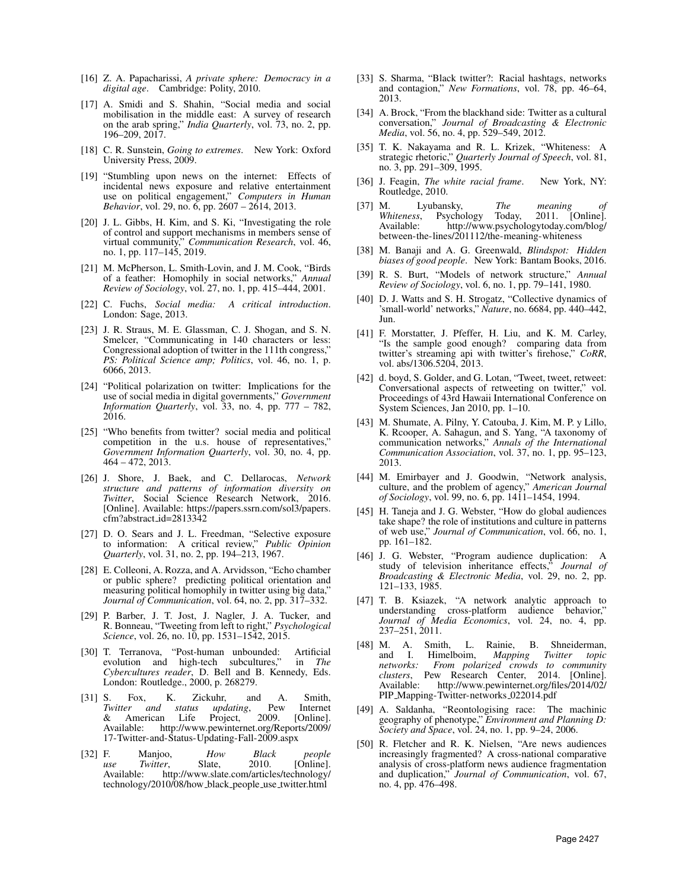[16] Z. A. Papacharissi, *A private sphere: Democracy in a digital age*. Cambridge: Polity, 2010.

[17] A. Smidi and S. Shahin, "Social media and social mobilisation in the middle east: A survey of research on the arab spring," *India Quarterly*, vol. 73, no. 2, pp. 196–209, 2017.

[18] C. R. Sunstein, *Going to extremes*. New York: Oxford University Press, 2009.

[19] "Stumbling upon news on the internet: Effects of incidental news exposure and relative entertainment use on political engagement," *Computers in Human Behavior*, vol. 29, no. 6, pp. 2607 – 2614, 2013.

[20] J. L. Gibbs, H. Kim, and S. Ki, "Investigating the role of control and support mechanisms in members sense of virtual community," *Communication Research*, vol. 46, no. 1, pp. 117–145, 2019.

[21] M. McPherson, L. Smith-Lovin, and J. M. Cook, "Birds of a feather: Homophily in social networks," *Annual Review of Sociology*, vol. 27, no. 1, pp. 415–444, 2001.

[22] C. Fuchs, *Social media: A critical introduction*. London: Sage, 2013.

[23] J. R. Straus, M. E. Glassman, C. J. Shogan, and S. N. Smelcer, "Communicating in 140 characters or less: Congressional adoption of twitter in the 111th congress," *PS: Political Science amp; Politics*, vol. 46, no. 1, p. 6066, 2013.

[24] "Political polarization on twitter: Implications for the use of social media in digital governments," *Government Information Quarterly*, vol. 33, no. 4, pp. 777 – 782, 2016.

[25] "Who benefits from twitter? social media and political competition in the u.s. house of representatives," *Government Information Quarterly*, vol. 30, no. 4, pp. 464 – 472, 2013.

[26] J. Shore, J. Baek, and C. Dellarocas, *Network structure and patterns of information diversity on Twitter*, Social Science Research Network, 2016. [Online]. Available: https://papers.ssrn.com/sol3/papers.cfm?abstract_id=2813342

[27] D. O. Sears and J. L. Freedman, "Selective exposure to information: A critical review," *Public Opinion Quarterly*, vol. 31, no. 2, pp. 194–213, 1967.

[28] E. Colleoni, A. Rozza, and A. Arvidsson, "Echo chamber or public sphere? predicting political orientation and measuring political homophily in twitter using big data," *Journal of Communication*, vol. 64, no. 2, pp. 317–332.

[29] P. Barber, J. T. Jost, J. Nagler, J. A. Tucker, and R. Bonneau, "Tweeting from left to right," *Psychological Science*, vol. 26, no. 10, pp. 1531–1542, 2015.

[30] T. Terranova, "Post-human unbounded: Artificial evolution and high-tech subcultures," in *The Cybercultures reader*, D. Bell and B. Kennedy, Eds. London: Routledge., 2000, p. 268279.

[31] S. Fox, K. Zickuhr, and A. Smith, *Twitter and status updating*, Pew Internet & American Life Project, 2009. [Online]. Available: http://www.pewinternet.org/Reports/2009/17-Twitter-and-Status-Updating-Fall-2009.aspx

[32] F. Manjoo, *How Black people use Twitter*, Slate, 2010. [Online]. Available: http://www.slate.com/articles/technology/technology/2010/08/how_black_people_use_twitter.html

[33] S. Sharma, "Black twitter?: Racial hashtags, networks and contagion," *New Formations*, vol. 78, pp. 46–64, 2013.

[34] A. Brock, "From the blackhand side: Twitter as a cultural conversation," *Journal of Broadcasting & Electronic Media*, vol. 56, no. 4, pp. 529–549, 2012.

[35] T. K. Nakayama and R. L. Krizek, "Whiteness: A strategic rhetoric," *Quarterly Journal of Speech*, vol. 81, no. 3, pp. 291–309, 1995.

[36] J. Feagin, *The white racial frame*. New York, NY: Routledge, 2010.

[37] M. Lyubansky, *The meaning of Whiteness*, Psychology Today, 2011. [Online]. Available: http://www.psychologytoday.com/blog/between-the-lines/201112/the-meaning-whiteness

[38] M. Banaji and A. G. Greenwald, *Blindspot: Hidden biases of good people*. New York: Bantam Books, 2016.

[39] R. S. Burt, "Models of network structure," *Annual Review of Sociology*, vol. 6, no. 1, pp. 79–141, 1980.

[40] D. J. Watts and S. H. Strogatz, "Collective dynamics of 'small-world' networks," *Nature*, no. 6684, pp. 440–442, Jun.

[41] F. Morstatter, J. Pfeffer, H. Liu, and K. M. Carley, "Is the sample good enough? comparing data from twitter's streaming api with twitter's firehose," *CoRR*, vol. abs/1306.5204, 2013.

[42] d. boyd, S. Golder, and G. Lotan, "Tweet, tweet, retweet: Conversational aspects of retweeting on twitter," vol. Proceedings of 43rd Hawaii International Conference on System Sciences, Jan 2010, pp. 1–10.

[43] M. Shumate, A. Pilny, Y. Catouba, J. Kim, M. P. y Lillo, K. Rcooper, A. Sahagun, and S. Yang, "A taxonomy of communication networks," *Annals of the International Communication Association*, vol. 37, no. 1, pp. 95–123, 2013.

[44] M. Emirbayer and J. Goodwin, "Network analysis, culture, and the problem of agency," *American Journal of Sociology*, vol. 99, no. 6, pp. 1411–1454, 1994.

[45] H. Taneja and J. G. Webster, "How do global audiences take shape? the role of institutions and culture in patterns of web use," *Journal of Communication*, vol. 66, no. 1, pp. 161–182.

[46] J. G. Webster, "Program audience duplication: A study of television inheritance effects," *Journal of Broadcasting & Electronic Media*, vol. 29, no. 2, pp. 121–133, 1985.

[47] T. B. Ksiazek, "A network analytic approach to understanding cross-platform audience behavior," *Journal of Media Economics*, vol. 24, no. 4, pp. 237–251, 2011.

[48] M. A. Smith, L. Rainie, B. Shneiderman, and I. Himelboim, *Mapping Twitter topic networks: From polarized crowds to community clusters*, Pew Research Center, 2014. [Online]. Available: http://www.pewinternet.org/files/2014/02/PIP_Mapping-Twitter-networks_022014.pdf

[49] A. Saldanha, "Reontologising race: The machinic geography of phenotype," *Environment and Planning D: Society and Space*, vol. 24, no. 1, pp. 9–24, 2006.

[50] R. Fletcher and R. K. Nielsen, "Are news audiences increasingly fragmented? A cross-national comparative analysis of cross-platform news audience fragmentation and duplication," *Journal of Communication*, vol. 67, no. 4, pp. 476–498.